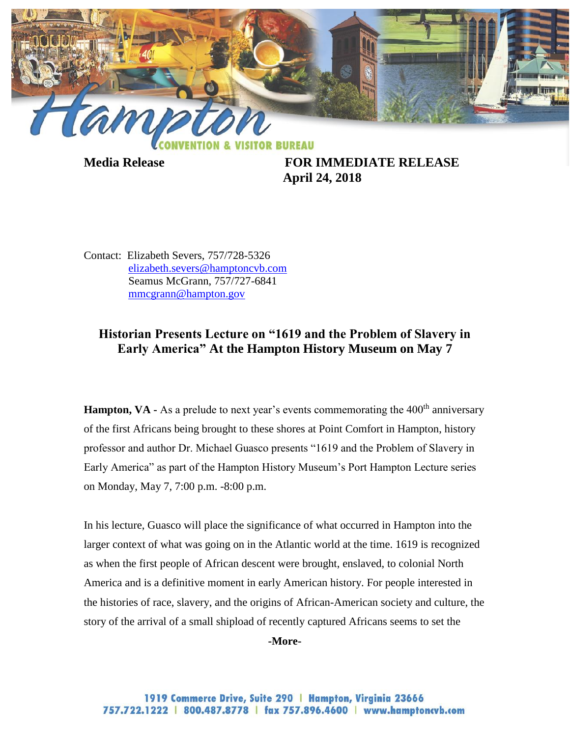**Media Release**

**FOR IMMEDIATE RELEASE**
**April 24, 2018**

Contact: Elizabeth Severs, 757/728-5326
elizabeth.severs@hamptoncvb.com
Seamus McGrann, 757/727-6841
mmcgrann@hampton.gov

## Historian Presents Lecture on "1619 and the Problem of Slavery in Early America" At the Hampton History Museum on May 7

**Hampton, VA -** As a prelude to next year's events commemorating the 400th anniversary of the first Africans being brought to these shores at Point Comfort in Hampton, history professor and author Dr. Michael Guasco presents "1619 and the Problem of Slavery in Early America" as part of the Hampton History Museum's Port Hampton Lecture series on Monday, May 7, 7:00 p.m. -8:00 p.m.

In his lecture, Guasco will place the significance of what occurred in Hampton into the larger context of what was going on in the Atlantic world at the time. 1619 is recognized as when the first people of African descent were brought, enslaved, to colonial North America and is a definitive moment in early American history. For people interested in the histories of race, slavery, and the origins of African-American society and culture, the story of the arrival of a small shipload of recently captured Africans seems to set the

-More-

1919 Commerce Drive, Suite 290 | Hampton, Virginia 23666
757.722.1222 | 800.487.8778 | fax 757.896.4600 | www.hamptoncvb.com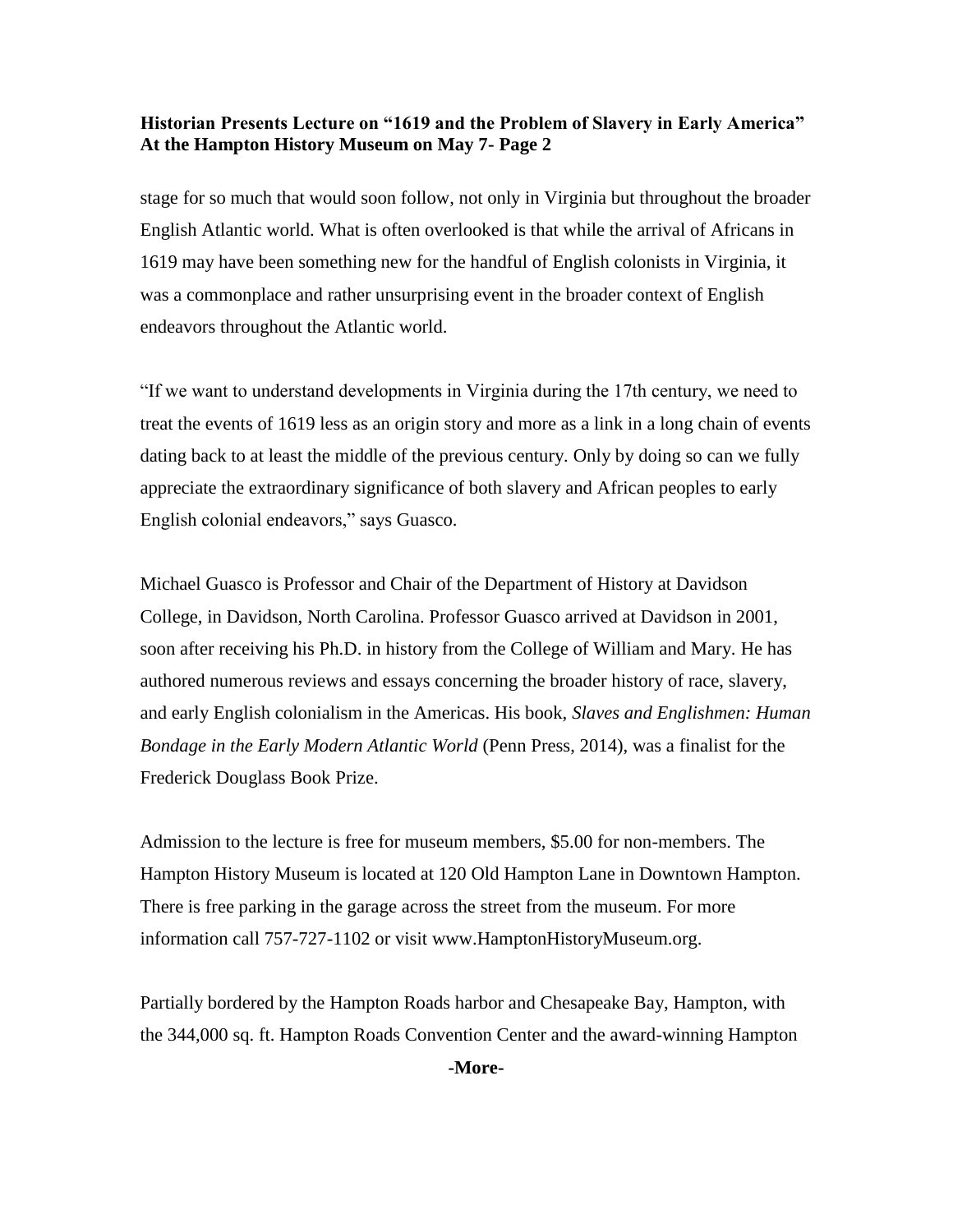stage for so much that would soon follow, not only in Virginia but throughout the broader English Atlantic world. What is often overlooked is that while the arrival of Africans in 1619 may have been something new for the handful of English colonists in Virginia, it was a commonplace and rather unsurprising event in the broader context of English endeavors throughout the Atlantic world.

"If we want to understand developments in Virginia during the 17th century, we need to treat the events of 1619 less as an origin story and more as a link in a long chain of events dating back to at least the middle of the previous century. Only by doing so can we fully appreciate the extraordinary significance of both slavery and African peoples to early English colonial endeavors," says Guasco.

Michael Guasco is Professor and Chair of the Department of History at Davidson College, in Davidson, North Carolina. Professor Guasco arrived at Davidson in 2001, soon after receiving his Ph.D. in history from the College of William and Mary. He has authored numerous reviews and essays concerning the broader history of race, slavery, and early English colonialism in the Americas. His book, *Slaves and Englishmen: Human Bondage in the Early Modern Atlantic World* (Penn Press, 2014), was a finalist for the Frederick Douglass Book Prize.

Admission to the lecture is free for museum members, $5.00 for non-members. The Hampton History Museum is located at 120 Old Hampton Lane in Downtown Hampton. There is free parking in the garage across the street from the museum. For more information call 757-727-1102 or visit www.HamptonHistoryMuseum.org.

Partially bordered by the Hampton Roads harbor and Chesapeake Bay, Hampton, with the 344,000 sq. ft. Hampton Roads Convention Center and the award-winning Hampton

**-More-**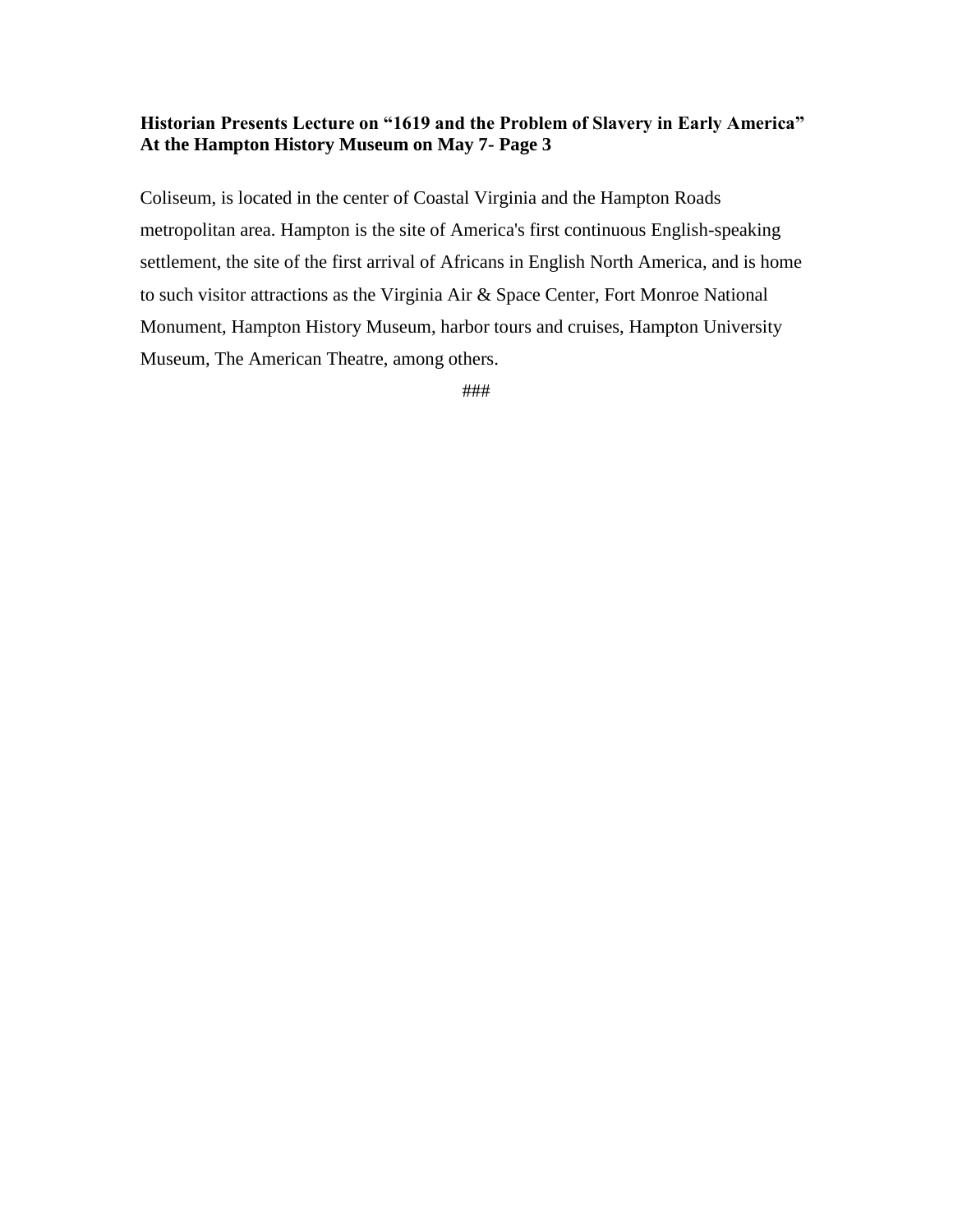Coliseum, is located in the center of Coastal Virginia and the Hampton Roads metropolitan area. Hampton is the site of America's first continuous English-speaking settlement, the site of the first arrival of Africans in English North America, and is home to such visitor attractions as the Virginia Air & Space Center, Fort Monroe National Monument, Hampton History Museum, harbor tours and cruises, Hampton University Museum, The American Theatre, among others.

###